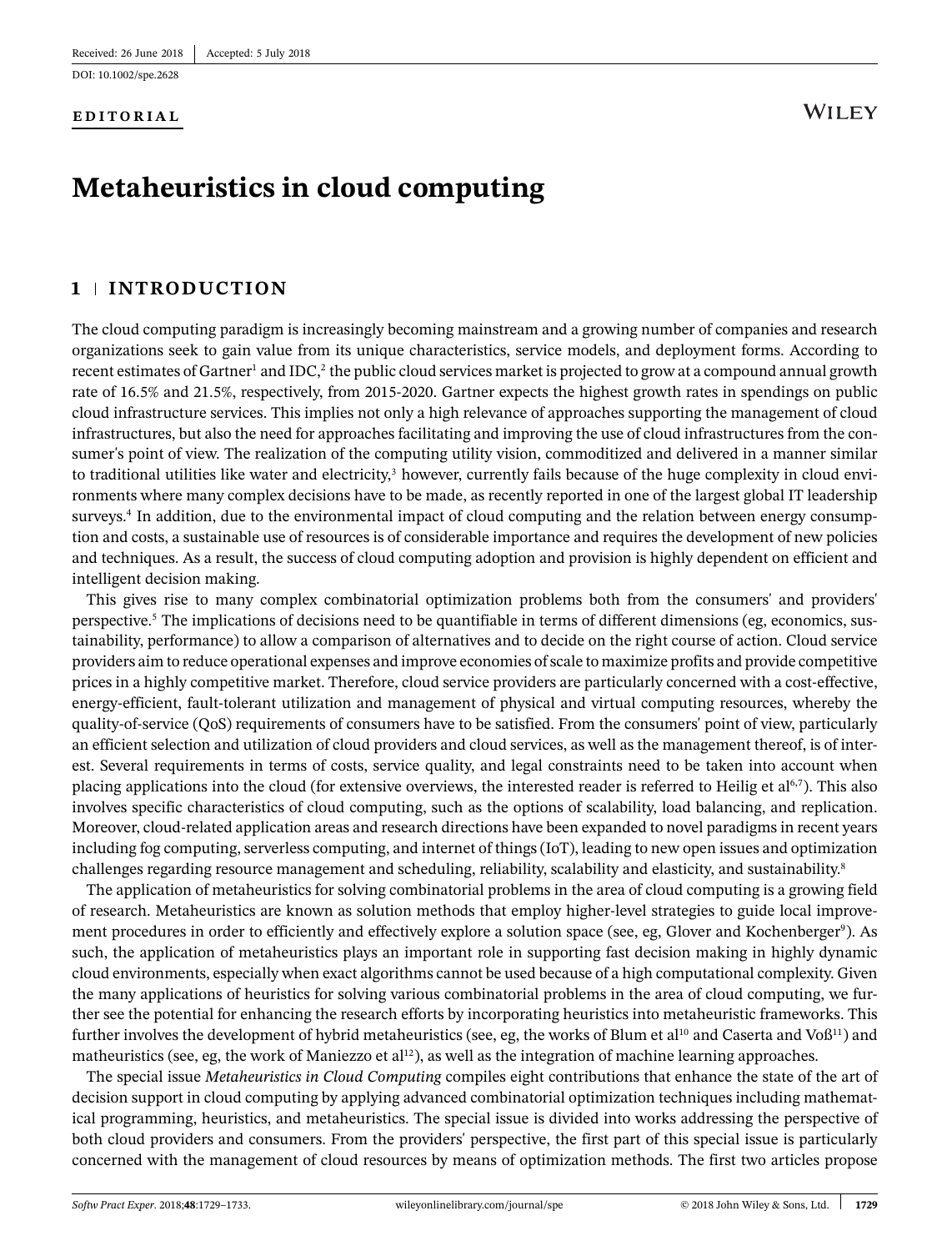Received: 26 June 2018 | Accepted: 5 July 2018

DOI: 10.1002/spe.2628

**EDITORIAL**

# Metaheuristics in cloud computing

## 1 | INTRODUCTION

The cloud computing paradigm is increasingly becoming mainstream and a growing number of companies and research organizations seek to gain value from its unique characteristics, service models, and deployment forms. According to recent estimates of Gartner[1] and IDC,[2] the public cloud services market is projected to grow at a compound annual growth rate of 16.5% and 21.5%, respectively, from 2015-2020. Gartner expects the highest growth rates in spendings on public cloud infrastructure services. This implies not only a high relevance of approaches supporting the management of cloud infrastructures, but also the need for approaches facilitating and improving the use of cloud infrastructures from the consumer's point of view. The realization of the computing utility vision, commoditized and delivered in a manner similar to traditional utilities like water and electricity,[3] however, currently fails because of the huge complexity in cloud environments where many complex decisions have to be made, as recently reported in one of the largest global IT leadership surveys.[4] In addition, due to the environmental impact of cloud computing and the relation between energy consumption and costs, a sustainable use of resources is of considerable importance and requires the development of new policies and techniques. As a result, the success of cloud computing adoption and provision is highly dependent on efficient and intelligent decision making.

This gives rise to many complex combinatorial optimization problems both from the consumers' and providers' perspective.[5] The implications of decisions need to be quantifiable in terms of different dimensions (eg, economics, sustainability, performance) to allow a comparison of alternatives and to decide on the right course of action. Cloud service providers aim to reduce operational expenses and improve economies of scale to maximize profits and provide competitive prices in a highly competitive market. Therefore, cloud service providers are particularly concerned with a cost-effective, energy-efficient, fault-tolerant utilization and management of physical and virtual computing resources, whereby the quality-of-service (QoS) requirements of consumers have to be satisfied. From the consumers' point of view, particularly an efficient selection and utilization of cloud providers and cloud services, as well as the management thereof, is of interest. Several requirements in terms of costs, service quality, and legal constraints need to be taken into account when placing applications into the cloud (for extensive overviews, the interested reader is referred to Heilig et al[6,7]). This also involves specific characteristics of cloud computing, such as the options of scalability, load balancing, and replication. Moreover, cloud-related application areas and research directions have been expanded to novel paradigms in recent years including fog computing, serverless computing, and internet of things (IoT), leading to new open issues and optimization challenges regarding resource management and scheduling, reliability, scalability and elasticity, and sustainability.[8]

The application of metaheuristics for solving combinatorial problems in the area of cloud computing is a growing field of research. Metaheuristics are known as solution methods that employ higher-level strategies to guide local improvement procedures in order to efficiently and effectively explore a solution space (see, eg, Glover and Kochenberger[9]). As such, the application of metaheuristics plays an important role in supporting fast decision making in highly dynamic cloud environments, especially when exact algorithms cannot be used because of a high computational complexity. Given the many applications of heuristics for solving various combinatorial problems in the area of cloud computing, we further see the potential for enhancing the research efforts by incorporating heuristics into metaheuristic frameworks. This further involves the development of hybrid metaheuristics (see, eg, the works of Blum et al[10] and Caserta and Voß[11]) and matheuristics (see, eg, the work of Maniezzo et al[12]), as well as the integration of machine learning approaches.

The special issue *Metaheuristics in Cloud Computing* compiles eight contributions that enhance the state of the art of decision support in cloud computing by applying advanced combinatorial optimization techniques including mathematical programming, heuristics, and metaheuristics. The special issue is divided into works addressing the perspective of both cloud providers and consumers. From the providers' perspective, the first part of this special issue is particularly concerned with the management of cloud resources by means of optimization methods. The first two articles propose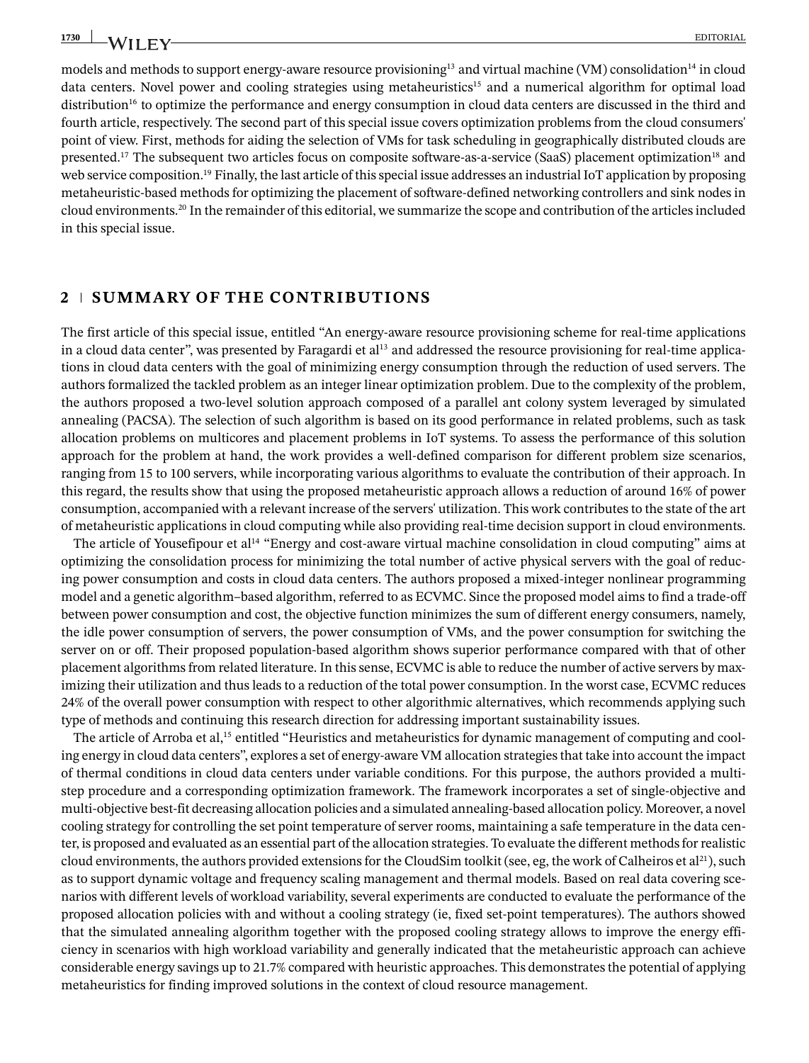models and methods to support energy-aware resource provisioning[13] and virtual machine (VM) consolidation[14] in cloud data centers. Novel power and cooling strategies using metaheuristics[15] and a numerical algorithm for optimal load distribution[16] to optimize the performance and energy consumption in cloud data centers are discussed in the third and fourth article, respectively. The second part of this special issue covers optimization problems from the cloud consumers' point of view. First, methods for aiding the selection of VMs for task scheduling in geographically distributed clouds are presented.[17] The subsequent two articles focus on composite software-as-a-service (SaaS) placement optimization[18] and web service composition.[19] Finally, the last article of this special issue addresses an industrial IoT application by proposing metaheuristic-based methods for optimizing the placement of software-defined networking controllers and sink nodes in cloud environments.[20] In the remainder of this editorial, we summarize the scope and contribution of the articles included in this special issue.

## 2 | SUMMARY OF THE CONTRIBUTIONS

The first article of this special issue, entitled "An energy-aware resource provisioning scheme for real-time applications in a cloud data center", was presented by Faragardi et al[13] and addressed the resource provisioning for real-time applications in cloud data centers with the goal of minimizing energy consumption through the reduction of used servers. The authors formalized the tackled problem as an integer linear optimization problem. Due to the complexity of the problem, the authors proposed a two-level solution approach composed of a parallel ant colony system leveraged by simulated annealing (PACSA). The selection of such algorithm is based on its good performance in related problems, such as task allocation problems on multicores and placement problems in IoT systems. To assess the performance of this solution approach for the problem at hand, the work provides a well-defined comparison for different problem size scenarios, ranging from 15 to 100 servers, while incorporating various algorithms to evaluate the contribution of their approach. In this regard, the results show that using the proposed metaheuristic approach allows a reduction of around 16% of power consumption, accompanied with a relevant increase of the servers' utilization. This work contributes to the state of the art of metaheuristic applications in cloud computing while also providing real-time decision support in cloud environments.

The article of Yousefipour et al[14] "Energy and cost-aware virtual machine consolidation in cloud computing" aims at optimizing the consolidation process for minimizing the total number of active physical servers with the goal of reducing power consumption and costs in cloud data centers. The authors proposed a mixed-integer nonlinear programming model and a genetic algorithm–based algorithm, referred to as ECVMC. Since the proposed model aims to find a trade-off between power consumption and cost, the objective function minimizes the sum of different energy consumers, namely, the idle power consumption of servers, the power consumption of VMs, and the power consumption for switching the server on or off. Their proposed population-based algorithm shows superior performance compared with that of other placement algorithms from related literature. In this sense, ECVMC is able to reduce the number of active servers by maximizing their utilization and thus leads to a reduction of the total power consumption. In the worst case, ECVMC reduces 24% of the overall power consumption with respect to other algorithmic alternatives, which recommends applying such type of methods and continuing this research direction for addressing important sustainability issues.

The article of Arroba et al,[15] entitled "Heuristics and metaheuristics for dynamic management of computing and cooling energy in cloud data centers", explores a set of energy-aware VM allocation strategies that take into account the impact of thermal conditions in cloud data centers under variable conditions. For this purpose, the authors provided a multistep procedure and a corresponding optimization framework. The framework incorporates a set of single-objective and multi-objective best-fit decreasing allocation policies and a simulated annealing-based allocation policy. Moreover, a novel cooling strategy for controlling the set point temperature of server rooms, maintaining a safe temperature in the data center, is proposed and evaluated as an essential part of the allocation strategies. To evaluate the different methods for realistic cloud environments, the authors provided extensions for the CloudSim toolkit (see, eg, the work of Calheiros et al[21]), such as to support dynamic voltage and frequency scaling management and thermal models. Based on real data covering scenarios with different levels of workload variability, several experiments are conducted to evaluate the performance of the proposed allocation policies with and without a cooling strategy (ie, fixed set-point temperatures). The authors showed that the simulated annealing algorithm together with the proposed cooling strategy allows to improve the energy efficiency in scenarios with high workload variability and generally indicated that the metaheuristic approach can achieve considerable energy savings up to 21.7% compared with heuristic approaches. This demonstrates the potential of applying metaheuristics for finding improved solutions in the context of cloud resource management.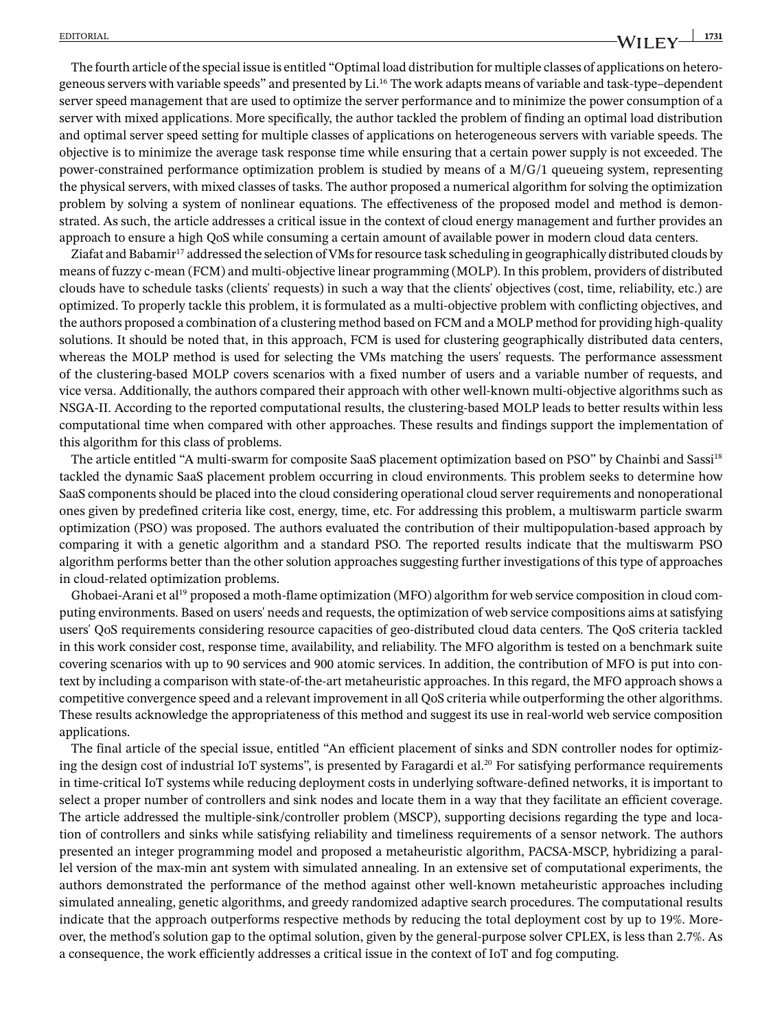The fourth article of the special issue is entitled "Optimal load distribution for multiple classes of applications on heterogeneous servers with variable speeds" and presented by Li.[16] The work adapts means of variable and task-type–dependent server speed management that are used to optimize the server performance and to minimize the power consumption of a server with mixed applications. More specifically, the author tackled the problem of finding an optimal load distribution and optimal server speed setting for multiple classes of applications on heterogeneous servers with variable speeds. The objective is to minimize the average task response time while ensuring that a certain power supply is not exceeded. The power-constrained performance optimization problem is studied by means of a M/G/1 queueing system, representing the physical servers, with mixed classes of tasks. The author proposed a numerical algorithm for solving the optimization problem by solving a system of nonlinear equations. The effectiveness of the proposed model and method is demonstrated. As such, the article addresses a critical issue in the context of cloud energy management and further provides an approach to ensure a high QoS while consuming a certain amount of available power in modern cloud data centers.

Ziafat and Babamir[17] addressed the selection of VMs for resource task scheduling in geographically distributed clouds by means of fuzzy c-mean (FCM) and multi-objective linear programming (MOLP). In this problem, providers of distributed clouds have to schedule tasks (clients' requests) in such a way that the clients' objectives (cost, time, reliability, etc.) are optimized. To properly tackle this problem, it is formulated as a multi-objective problem with conflicting objectives, and the authors proposed a combination of a clustering method based on FCM and a MOLP method for providing high-quality solutions. It should be noted that, in this approach, FCM is used for clustering geographically distributed data centers, whereas the MOLP method is used for selecting the VMs matching the users' requests. The performance assessment of the clustering-based MOLP covers scenarios with a fixed number of users and a variable number of requests, and vice versa. Additionally, the authors compared their approach with other well-known multi-objective algorithms such as NSGA-II. According to the reported computational results, the clustering-based MOLP leads to better results within less computational time when compared with other approaches. These results and findings support the implementation of this algorithm for this class of problems.

The article entitled "A multi-swarm for composite SaaS placement optimization based on PSO" by Chainbi and Sassi[18] tackled the dynamic SaaS placement problem occurring in cloud environments. This problem seeks to determine how SaaS components should be placed into the cloud considering operational cloud server requirements and nonoperational ones given by predefined criteria like cost, energy, time, etc. For addressing this problem, a multiswarm particle swarm optimization (PSO) was proposed. The authors evaluated the contribution of their multipopulation-based approach by comparing it with a genetic algorithm and a standard PSO. The reported results indicate that the multiswarm PSO algorithm performs better than the other solution approaches suggesting further investigations of this type of approaches in cloud-related optimization problems.

Ghobaei-Arani et al[19] proposed a moth-flame optimization (MFO) algorithm for web service composition in cloud computing environments. Based on users' needs and requests, the optimization of web service compositions aims at satisfying users' QoS requirements considering resource capacities of geo-distributed cloud data centers. The QoS criteria tackled in this work consider cost, response time, availability, and reliability. The MFO algorithm is tested on a benchmark suite covering scenarios with up to 90 services and 900 atomic services. In addition, the contribution of MFO is put into context by including a comparison with state-of-the-art metaheuristic approaches. In this regard, the MFO approach shows a competitive convergence speed and a relevant improvement in all QoS criteria while outperforming the other algorithms. These results acknowledge the appropriateness of this method and suggest its use in real-world web service composition applications.

The final article of the special issue, entitled "An efficient placement of sinks and SDN controller nodes for optimizing the design cost of industrial IoT systems", is presented by Faragardi et al.[20] For satisfying performance requirements in time-critical IoT systems while reducing deployment costs in underlying software-defined networks, it is important to select a proper number of controllers and sink nodes and locate them in a way that they facilitate an efficient coverage. The article addressed the multiple-sink/controller problem (MSCP), supporting decisions regarding the type and location of controllers and sinks while satisfying reliability and timeliness requirements of a sensor network. The authors presented an integer programming model and proposed a metaheuristic algorithm, PACSA-MSCP, hybridizing a parallel version of the max-min ant system with simulated annealing. In an extensive set of computational experiments, the authors demonstrated the performance of the method against other well-known metaheuristic approaches including simulated annealing, genetic algorithms, and greedy randomized adaptive search procedures. The computational results indicate that the approach outperforms respective methods by reducing the total deployment cost by up to 19%. Moreover, the method's solution gap to the optimal solution, given by the general-purpose solver CPLEX, is less than 2.7%. As a consequence, the work efficiently addresses a critical issue in the context of IoT and fog computing.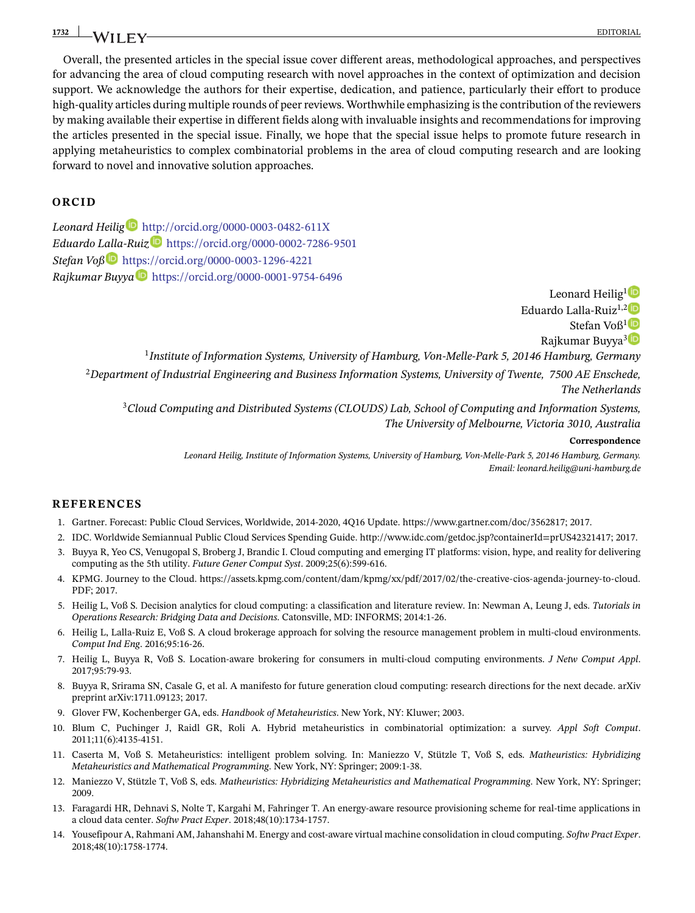Overall, the presented articles in the special issue cover different areas, methodological approaches, and perspectives for advancing the area of cloud computing research with novel approaches in the context of optimization and decision support. We acknowledge the authors for their expertise, dedication, and patience, particularly their effort to produce high-quality articles during multiple rounds of peer reviews. Worthwhile emphasizing is the contribution of the reviewers by making available their expertise in different fields along with invaluable insights and recommendations for improving the articles presented in the special issue. Finally, we hope that the special issue helps to promote future research in applying metaheuristics to complex combinatorial problems in the area of cloud computing research and are looking forward to novel and innovative solution approaches.

## ORCID

*Leonard Heilig* http://orcid.org/0000-0003-0482-611X
*Eduardo Lalla-Ruiz* https://orcid.org/0000-0002-7286-9501
*Stefan Voß* https://orcid.org/0000-0003-1296-4221
*Rajkumar Buyya* https://orcid.org/0000-0001-9754-6496

Leonard Heilig[1]
Eduardo Lalla-Ruiz[1,2]
Stefan Voß[1]
Rajkumar Buyya[3]

[1]*Institute of Information Systems, University of Hamburg, Von-Melle-Park 5, 20146 Hamburg, Germany*
[2]*Department of Industrial Engineering and Business Information Systems, University of Twente, 7500 AE Enschede, The Netherlands*
[3]*Cloud Computing and Distributed Systems (CLOUDS) Lab, School of Computing and Information Systems, The University of Melbourne, Victoria 3010, Australia*

**Correspondence**
*Leonard Heilig, Institute of Information Systems, University of Hamburg, Von-Melle-Park 5, 20146 Hamburg, Germany.*
*Email: leonard.heilig@uni-hamburg.de*

## REFERENCES

1. Gartner. Forecast: Public Cloud Services, Worldwide, 2014-2020, 4Q16 Update. https://www.gartner.com/doc/3562817; 2017.
2. IDC. Worldwide Semiannual Public Cloud Services Spending Guide. http://www.idc.com/getdoc.jsp?containerId=prUS42321417; 2017.
3. Buyya R, Yeo CS, Venugopal S, Broberg J, Brandic I. Cloud computing and emerging IT platforms: vision, hype, and reality for delivering computing as the 5th utility. *Future Gener Comput Syst*. 2009;25(6):599-616.
4. KPMG. Journey to the Cloud. https://assets.kpmg.com/content/dam/kpmg/xx/pdf/2017/02/the-creative-cios-agenda-journey-to-cloud.PDF; 2017.
5. Heilig L, Voß S. Decision analytics for cloud computing: a classification and literature review. In: Newman A, Leung J, eds. *Tutorials in Operations Research: Bridging Data and Decisions*. Catonsville, MD: INFORMS; 2014:1-26.
6. Heilig L, Lalla-Ruiz E, Voß S. A cloud brokerage approach for solving the resource management problem in multi-cloud environments. *Comput Ind Eng*. 2016;95:16-26.
7. Heilig L, Buyya R, Voß S. Location-aware brokering for consumers in multi-cloud computing environments. *J Netw Comput Appl*. 2017;95:79-93.
8. Buyya R, Srirama SN, Casale G, et al. A manifesto for future generation cloud computing: research directions for the next decade. arXiv preprint arXiv:1711.09123; 2017.
9. Glover FW, Kochenberger GA, eds. *Handbook of Metaheuristics*. New York, NY: Kluwer; 2003.
10. Blum C, Puchinger J, Raidl GR, Roli A. Hybrid metaheuristics in combinatorial optimization: a survey. *Appl Soft Comput*. 2011;11(6):4135-4151.
11. Caserta M, Voß S. Metaheuristics: intelligent problem solving. In: Maniezzo V, Stützle T, Voß S, eds. *Matheuristics: Hybridizing Metaheuristics and Mathematical Programming*. New York, NY: Springer; 2009:1-38.
12. Maniezzo V, Stützle T, Voß S, eds. *Matheuristics: Hybridizing Metaheuristics and Mathematical Programming*. New York, NY: Springer; 2009.
13. Faragardi HR, Dehnavi S, Nolte T, Kargahi M, Fahringer T. An energy-aware resource provisioning scheme for real-time applications in a cloud data center. *Softw Pract Exper*. 2018;48(10):1734-1757.
14. Yousefipour A, Rahmani AM, Jahanshahi M. Energy and cost-aware virtual machine consolidation in cloud computing. *Softw Pract Exper*. 2018;48(10):1758-1774.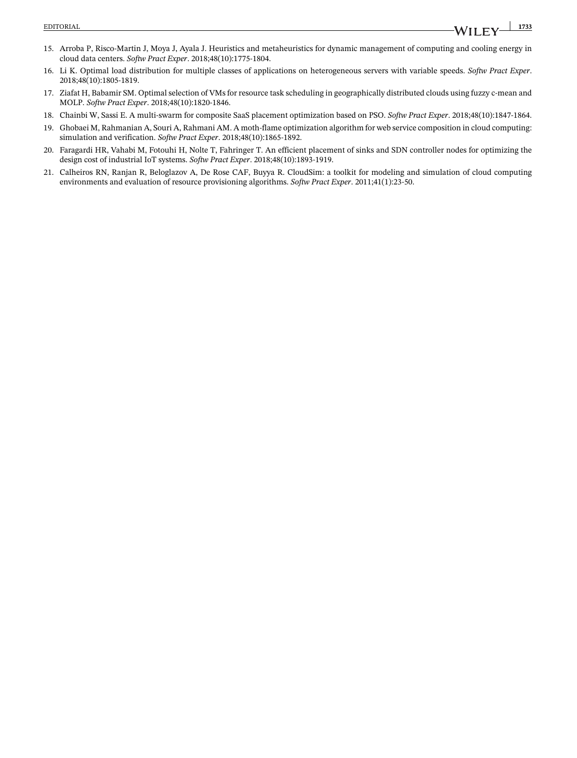15. Arroba P, Risco-Martin J, Moya J, Ayala J. Heuristics and metaheuristics for dynamic management of computing and cooling energy in cloud data centers. *Softw Pract Exper*. 2018;48(10):1775-1804.
16. Li K. Optimal load distribution for multiple classes of applications on heterogeneous servers with variable speeds. *Softw Pract Exper*. 2018;48(10):1805-1819.
17. Ziafat H, Babamir SM. Optimal selection of VMs for resource task scheduling in geographically distributed clouds using fuzzy c-mean and MOLP. *Softw Pract Exper*. 2018;48(10):1820-1846.
18. Chainbi W, Sassi E. A multi-swarm for composite SaaS placement optimization based on PSO. *Softw Pract Exper*. 2018;48(10):1847-1864.
19. Ghobaei M, Rahmanian A, Souri A, Rahmani AM. A moth-flame optimization algorithm for web service composition in cloud computing: simulation and verification. *Softw Pract Exper*. 2018;48(10):1865-1892.
20. Faragardi HR, Vahabi M, Fotouhi H, Nolte T, Fahringer T. An efficient placement of sinks and SDN controller nodes for optimizing the design cost of industrial IoT systems. *Softw Pract Exper*. 2018;48(10):1893-1919.
21. Calheiros RN, Ranjan R, Beloglazov A, De Rose CAF, Buyya R. CloudSim: a toolkit for modeling and simulation of cloud computing environments and evaluation of resource provisioning algorithms. *Softw Pract Exper*. 2011;41(1):23-50.